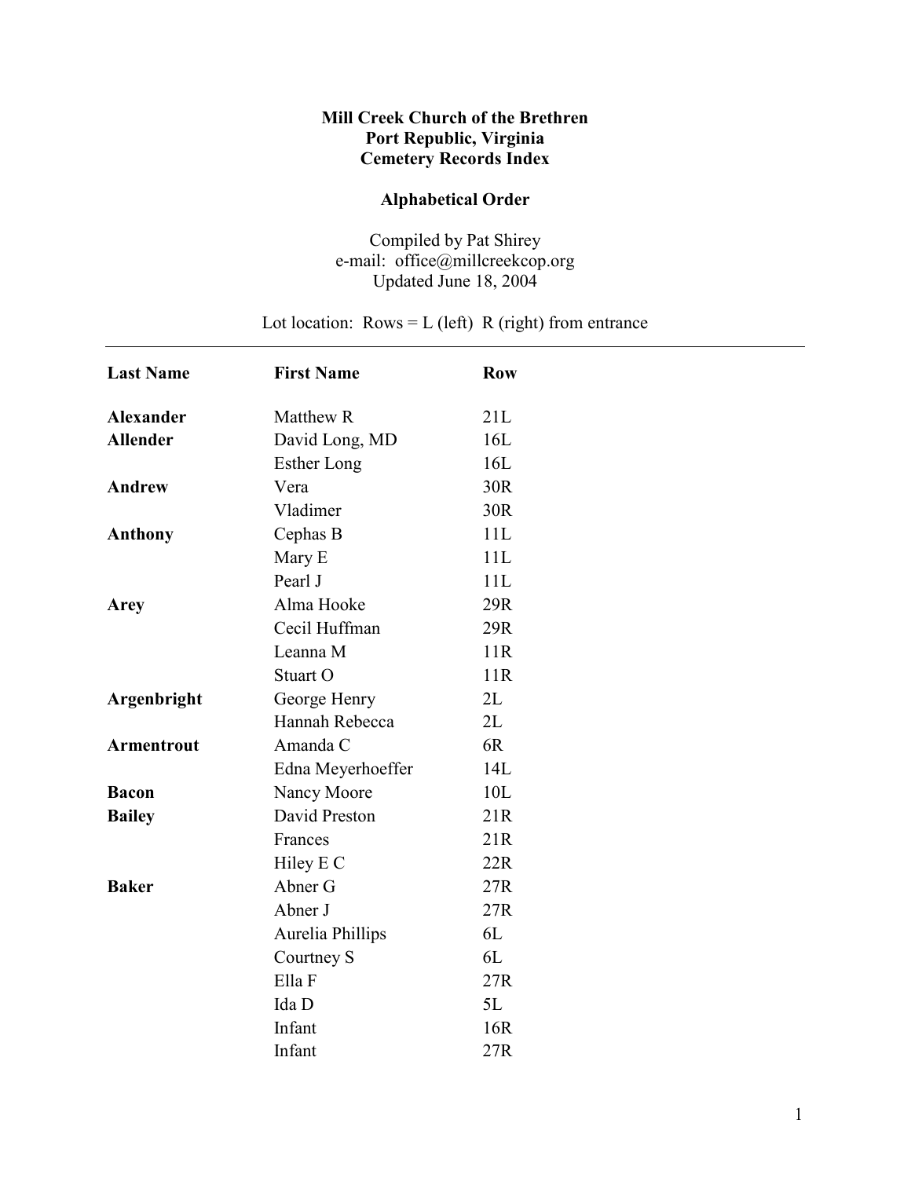**Mill Creek Church of the Brethren**
**Port Republic, Virginia**
**Cemetery Records Index**

**Alphabetical Order**

Compiled by Pat Shirey
e-mail: office@millcreekcop.org
Updated June 18, 2004

Lot location: Rows = L (left) R (right) from entrance

| Last Name | First Name | Row |
|---|---|---|
| **Alexander** | Matthew R | 21L |
| **Allender** | David Long, MD | 16L |
| | Esther Long | 16L |
| **Andrew** | Vera | 30R |
| | Vladimer | 30R |
| **Anthony** | Cephas B | 11L |
| | Mary E | 11L |
| | Pearl J | 11L |
| **Arey** | Alma Hooke | 29R |
| | Cecil Huffman | 29R |
| | Leanna M | 11R |
| | Stuart O | 11R |
| **Argenbright** | George Henry | 2L |
| | Hannah Rebecca | 2L |
| **Armentrout** | Amanda C | 6R |
| | Edna Meyerhoeffer | 14L |
| **Bacon** | Nancy Moore | 10L |
| **Bailey** | David Preston | 21R |
| | Frances | 21R |
| | Hiley E C | 22R |
| **Baker** | Abner G | 27R |
| | Abner J | 27R |
| | Aurelia Phillips | 6L |
| | Courtney S | 6L |
| | Ella F | 27R |
| | Ida D | 5L |
| | Infant | 16R |
| | Infant | 27R |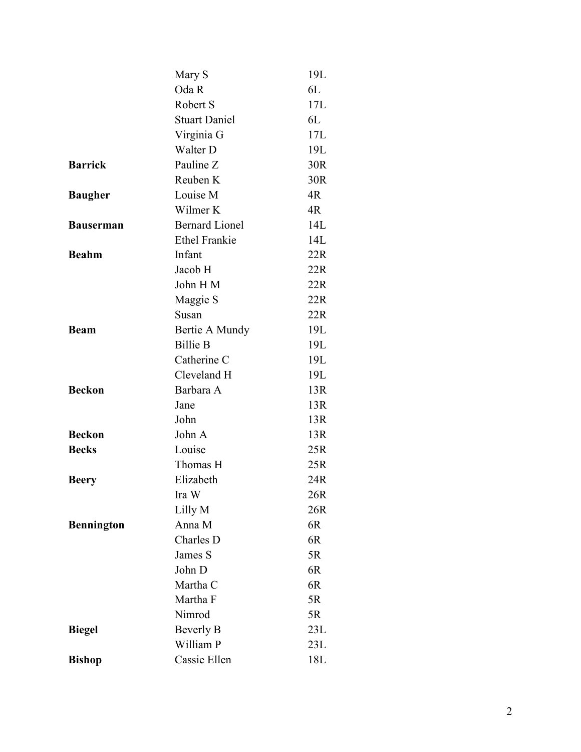| | | |
|---|---|---|
| | Mary S | 19L |
| | Oda R | 6L |
| | Robert S | 17L |
| | Stuart Daniel | 6L |
| | Virginia G | 17L |
| | Walter D | 19L |
| **Barrick** | Pauline Z | 30R |
| | Reuben K | 30R |
| **Baugher** | Louise M | 4R |
| | Wilmer K | 4R |
| **Bauserman** | Bernard Lionel | 14L |
| | Ethel Frankie | 14L |
| **Beahm** | Infant | 22R |
| | Jacob H | 22R |
| | John H M | 22R |
| | Maggie S | 22R |
| | Susan | 22R |
| **Beam** | Bertie A Mundy | 19L |
| | Billie B | 19L |
| | Catherine C | 19L |
| | Cleveland H | 19L |
| **Beckon** | Barbara A | 13R |
| | Jane | 13R |
| | John | 13R |
| **Beckon** | John A | 13R |
| **Becks** | Louise | 25R |
| | Thomas H | 25R |
| **Beery** | Elizabeth | 24R |
| | Ira W | 26R |
| | Lilly M | 26R |
| **Bennington** | Anna M | 6R |
| | Charles D | 6R |
| | James S | 5R |
| | John D | 6R |
| | Martha C | 6R |
| | Martha F | 5R |
| | Nimrod | 5R |
| **Biegel** | Beverly B | 23L |
| | William P | 23L |
| **Bishop** | Cassie Ellen | 18L |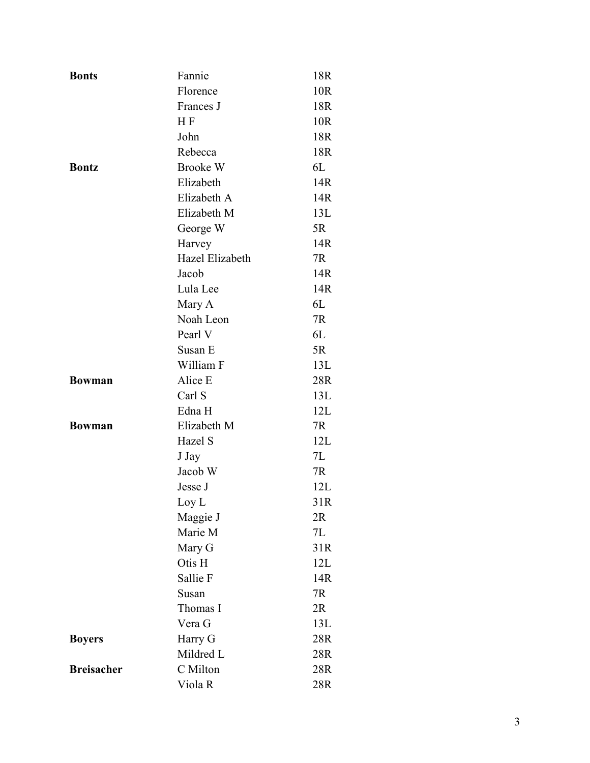| | | |
|---|---|---|
| **Bonts** | Fannie | 18R |
| | Florence | 10R |
| | Frances J | 18R |
| | H F | 10R |
| | John | 18R |
| | Rebecca | 18R |
| **Bontz** | Brooke W | 6L |
| | Elizabeth | 14R |
| | Elizabeth A | 14R |
| | Elizabeth M | 13L |
| | George W | 5R |
| | Harvey | 14R |
| | Hazel Elizabeth | 7R |
| | Jacob | 14R |
| | Lula Lee | 14R |
| | Mary A | 6L |
| | Noah Leon | 7R |
| | Pearl V | 6L |
| | Susan E | 5R |
| | William F | 13L |
| **Bowman** | Alice E | 28R |
| | Carl S | 13L |
| | Edna H | 12L |
| **Bowman** | Elizabeth M | 7R |
| | Hazel S | 12L |
| | J Jay | 7L |
| | Jacob W | 7R |
| | Jesse J | 12L |
| | Loy L | 31R |
| | Maggie J | 2R |
| | Marie M | 7L |
| | Mary G | 31R |
| | Otis H | 12L |
| | Sallie F | 14R |
| | Susan | 7R |
| | Thomas I | 2R |
| | Vera G | 13L |
| **Boyers** | Harry G | 28R |
| | Mildred L | 28R |
| **Breisacher** | C Milton | 28R |
| | Viola R | 28R |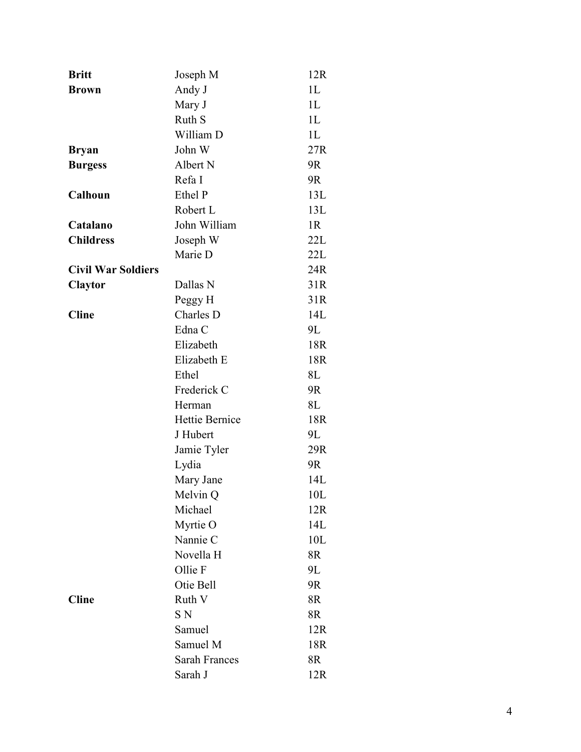| | | |
|---|---|---|
| **Britt** | Joseph M | 12R |
| **Brown** | Andy J | 1L |
| | Mary J | 1L |
| | Ruth S | 1L |
| | William D | 1L |
| **Bryan** | John W | 27R |
| **Burgess** | Albert N | 9R |
| | Refa I | 9R |
| **Calhoun** | Ethel P | 13L |
| | Robert L | 13L |
| **Catalano** | John William | 1R |
| **Childress** | Joseph W | 22L |
| | Marie D | 22L |
| **Civil War Soldiers** | | 24R |
| **Claytor** | Dallas N | 31R |
| | Peggy H | 31R |
| **Cline** | Charles D | 14L |
| | Edna C | 9L |
| | Elizabeth | 18R |
| | Elizabeth E | 18R |
| | Ethel | 8L |
| | Frederick C | 9R |
| | Herman | 8L |
| | Hettie Bernice | 18R |
| | J Hubert | 9L |
| | Jamie Tyler | 29R |
| | Lydia | 9R |
| | Mary Jane | 14L |
| | Melvin Q | 10L |
| | Michael | 12R |
| | Myrtie O | 14L |
| | Nannie C | 10L |
| | Novella H | 8R |
| | Ollie F | 9L |
| | Otie Bell | 9R |
| **Cline** | Ruth V | 8R |
| | S N | 8R |
| | Samuel | 12R |
| | Samuel M | 18R |
| | Sarah Frances | 8R |
| | Sarah J | 12R |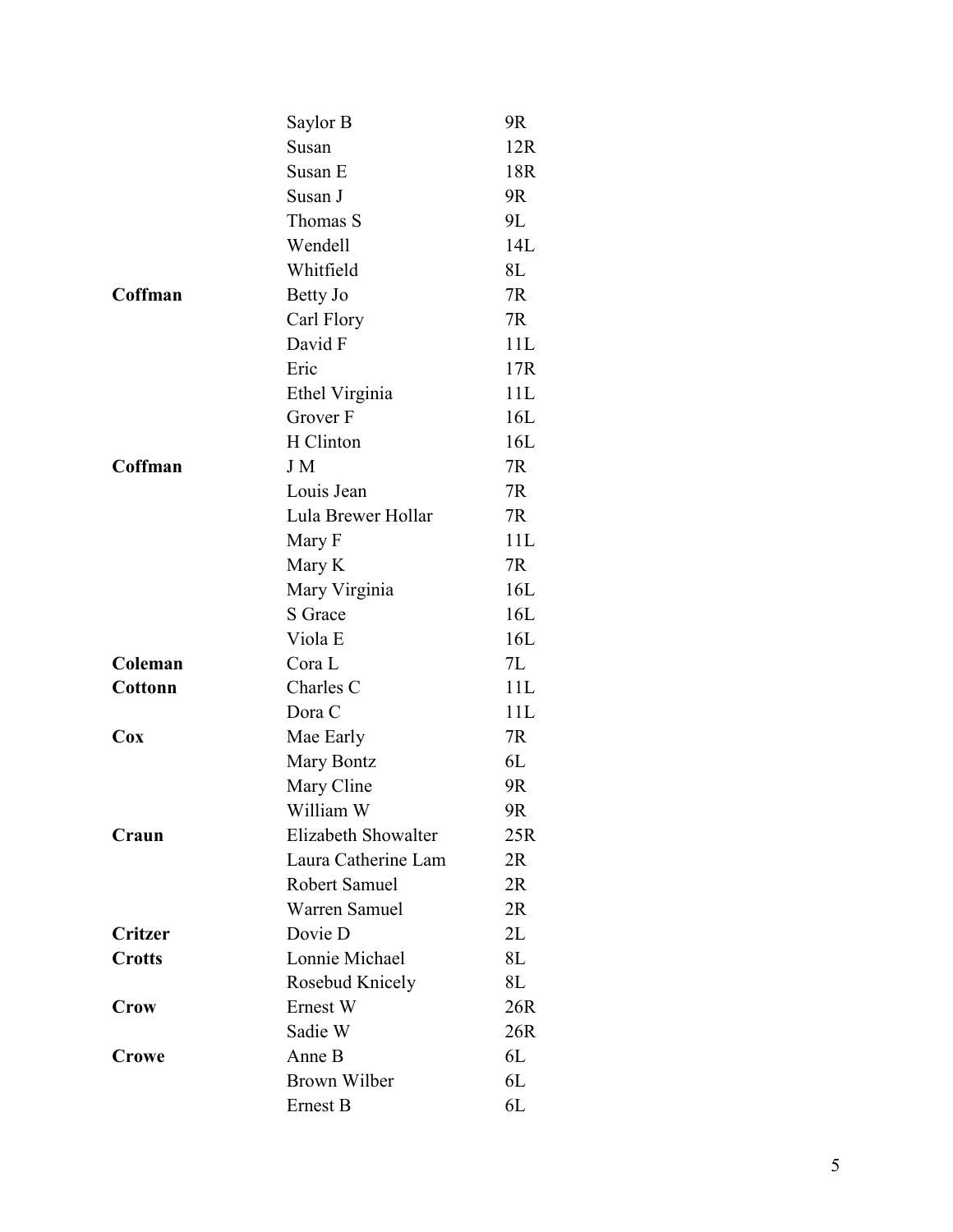| | | |
|---|---|---|
| | Saylor B | 9R |
| | Susan | 12R |
| | Susan E | 18R |
| | Susan J | 9R |
| | Thomas S | 9L |
| | Wendell | 14L |
| | Whitfield | 8L |
| **Coffman** | Betty Jo | 7R |
| | Carl Flory | 7R |
| | David F | 11L |
| | Eric | 17R |
| | Ethel Virginia | 11L |
| | Grover F | 16L |
| | H Clinton | 16L |
| **Coffman** | J M | 7R |
| | Louis Jean | 7R |
| | Lula Brewer Hollar | 7R |
| | Mary F | 11L |
| | Mary K | 7R |
| | Mary Virginia | 16L |
| | S Grace | 16L |
| | Viola E | 16L |
| **Coleman** | Cora L | 7L |
| **Cottonn** | Charles C | 11L |
| | Dora C | 11L |
| **Cox** | Mae Early | 7R |
| | Mary Bontz | 6L |
| | Mary Cline | 9R |
| | William W | 9R |
| **Craun** | Elizabeth Showalter | 25R |
| | Laura Catherine Lam | 2R |
| | Robert Samuel | 2R |
| | Warren Samuel | 2R |
| **Critzer** | Dovie D | 2L |
| **Crotts** | Lonnie Michael | 8L |
| | Rosebud Knicely | 8L |
| **Crow** | Ernest W | 26R |
| | Sadie W | 26R |
| **Crowe** | Anne B | 6L |
| | Brown Wilber | 6L |
| | Ernest B | 6L |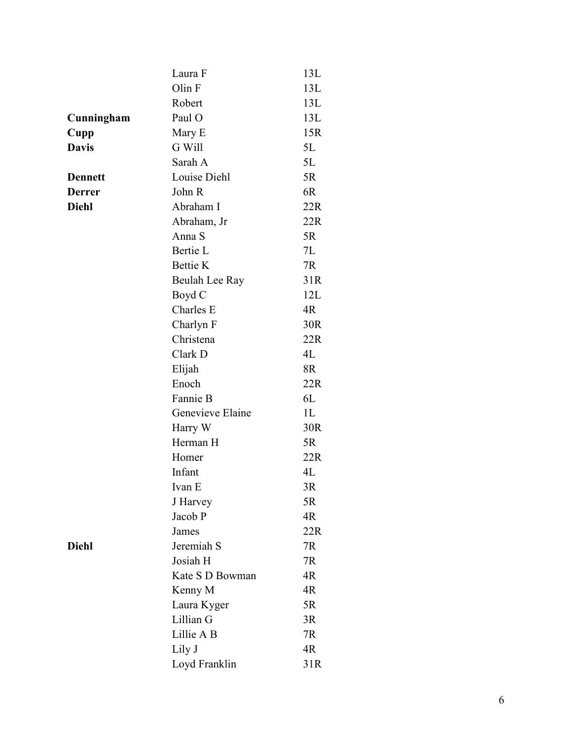| | | |
|---|---|---|
| | Laura F | 13L |
| | Olin F | 13L |
| | Robert | 13L |
| **Cunningham** | Paul O | 13L |
| **Cupp** | Mary E | 15R |
| **Davis** | G Will | 5L |
| | Sarah A | 5L |
| **Dennett** | Louise Diehl | 5R |
| **Derrer** | John R | 6R |
| **Diehl** | Abraham I | 22R |
| | Abraham, Jr | 22R |
| | Anna S | 5R |
| | Bertie L | 7L |
| | Bettie K | 7R |
| | Beulah Lee Ray | 31R |
| | Boyd C | 12L |
| | Charles E | 4R |
| | Charlyn F | 30R |
| | Christena | 22R |
| | Clark D | 4L |
| | Elijah | 8R |
| | Enoch | 22R |
| | Fannie B | 6L |
| | Genevieve Elaine | 1L |
| | Harry W | 30R |
| | Herman H | 5R |
| | Homer | 22R |
| | Infant | 4L |
| | Ivan E | 3R |
| | J Harvey | 5R |
| | Jacob P | 4R |
| | James | 22R |
| **Diehl** | Jeremiah S | 7R |
| | Josiah H | 7R |
| | Kate S D Bowman | 4R |
| | Kenny M | 4R |
| | Laura Kyger | 5R |
| | Lillian G | 3R |
| | Lillie A B | 7R |
| | Lily J | 4R |
| | Loyd Franklin | 31R |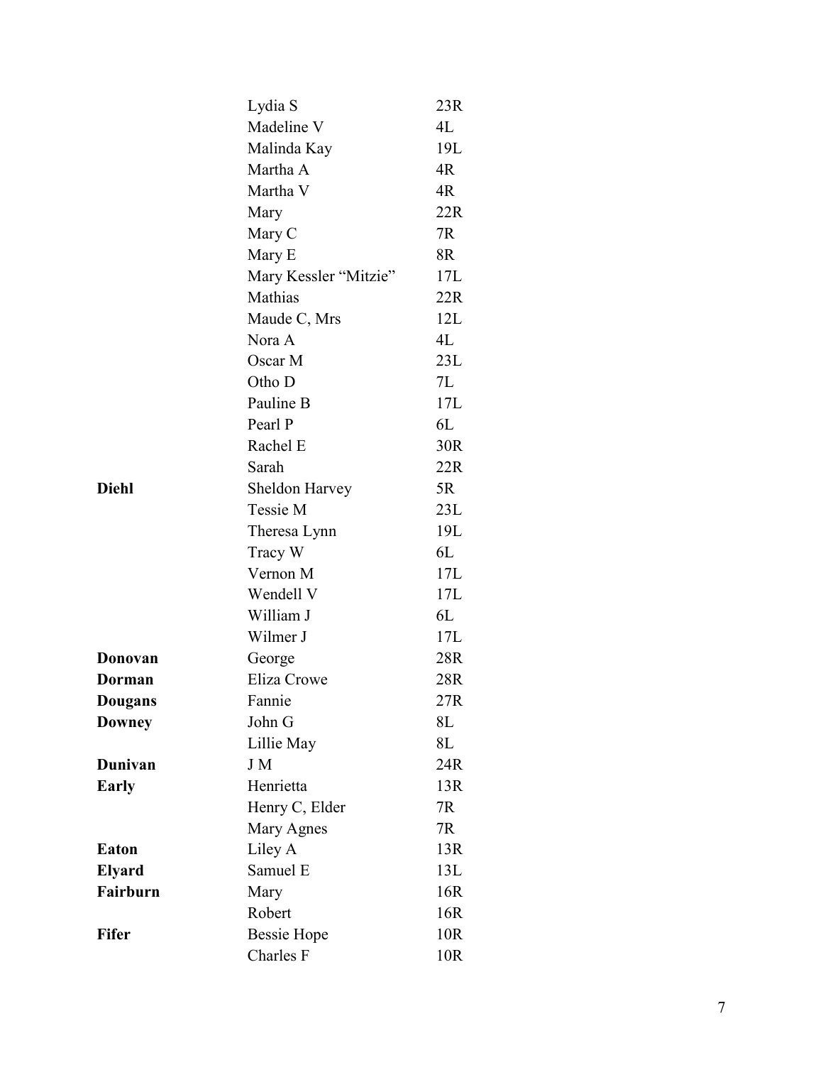| | | |
|---|---|---|
| | Lydia S | 23R |
| | Madeline V | 4L |
| | Malinda Kay | 19L |
| | Martha A | 4R |
| | Martha V | 4R |
| | Mary | 22R |
| | Mary C | 7R |
| | Mary E | 8R |
| | Mary Kessler "Mitzie" | 17L |
| | Mathias | 22R |
| | Maude C, Mrs | 12L |
| | Nora A | 4L |
| | Oscar M | 23L |
| | Otho D | 7L |
| | Pauline B | 17L |
| | Pearl P | 6L |
| | Rachel E | 30R |
| | Sarah | 22R |
| **Diehl** | Sheldon Harvey | 5R |
| | Tessie M | 23L |
| | Theresa Lynn | 19L |
| | Tracy W | 6L |
| | Vernon M | 17L |
| | Wendell V | 17L |
| | William J | 6L |
| | Wilmer J | 17L |
| **Donovan** | George | 28R |
| **Dorman** | Eliza Crowe | 28R |
| **Dougans** | Fannie | 27R |
| **Downey** | John G | 8L |
| | Lillie May | 8L |
| **Dunivan** | J M | 24R |
| **Early** | Henrietta | 13R |
| | Henry C, Elder | 7R |
| | Mary Agnes | 7R |
| **Eaton** | Liley A | 13R |
| **Elyard** | Samuel E | 13L |
| **Fairburn** | Mary | 16R |
| | Robert | 16R |
| **Fifer** | Bessie Hope | 10R |
| | Charles F | 10R |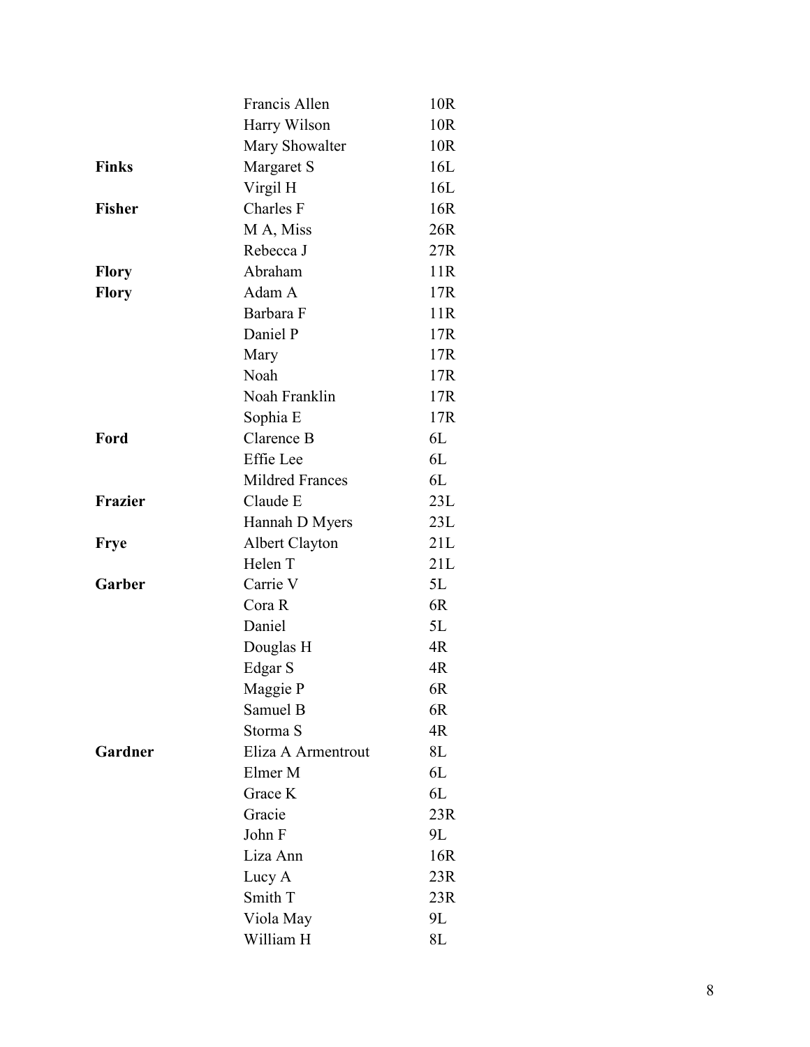| | | |
|---|---|---|
| | Francis Allen | 10R |
| | Harry Wilson | 10R |
| | Mary Showalter | 10R |
| **Finks** | Margaret S | 16L |
| | Virgil H | 16L |
| **Fisher** | Charles F | 16R |
| | M A, Miss | 26R |
| | Rebecca J | 27R |
| **Flory** | Abraham | 11R |
| **Flory** | Adam A | 17R |
| | Barbara F | 11R |
| | Daniel P | 17R |
| | Mary | 17R |
| | Noah | 17R |
| | Noah Franklin | 17R |
| | Sophia E | 17R |
| **Ford** | Clarence B | 6L |
| | Effie Lee | 6L |
| | Mildred Frances | 6L |
| **Frazier** | Claude E | 23L |
| | Hannah D Myers | 23L |
| **Frye** | Albert Clayton | 21L |
| | Helen T | 21L |
| **Garber** | Carrie V | 5L |
| | Cora R | 6R |
| | Daniel | 5L |
| | Douglas H | 4R |
| | Edgar S | 4R |
| | Maggie P | 6R |
| | Samuel B | 6R |
| | Storma S | 4R |
| **Gardner** | Eliza A Armentrout | 8L |
| | Elmer M | 6L |
| | Grace K | 6L |
| | Gracie | 23R |
| | John F | 9L |
| | Liza Ann | 16R |
| | Lucy A | 23R |
| | Smith T | 23R |
| | Viola May | 9L |
| | William H | 8L |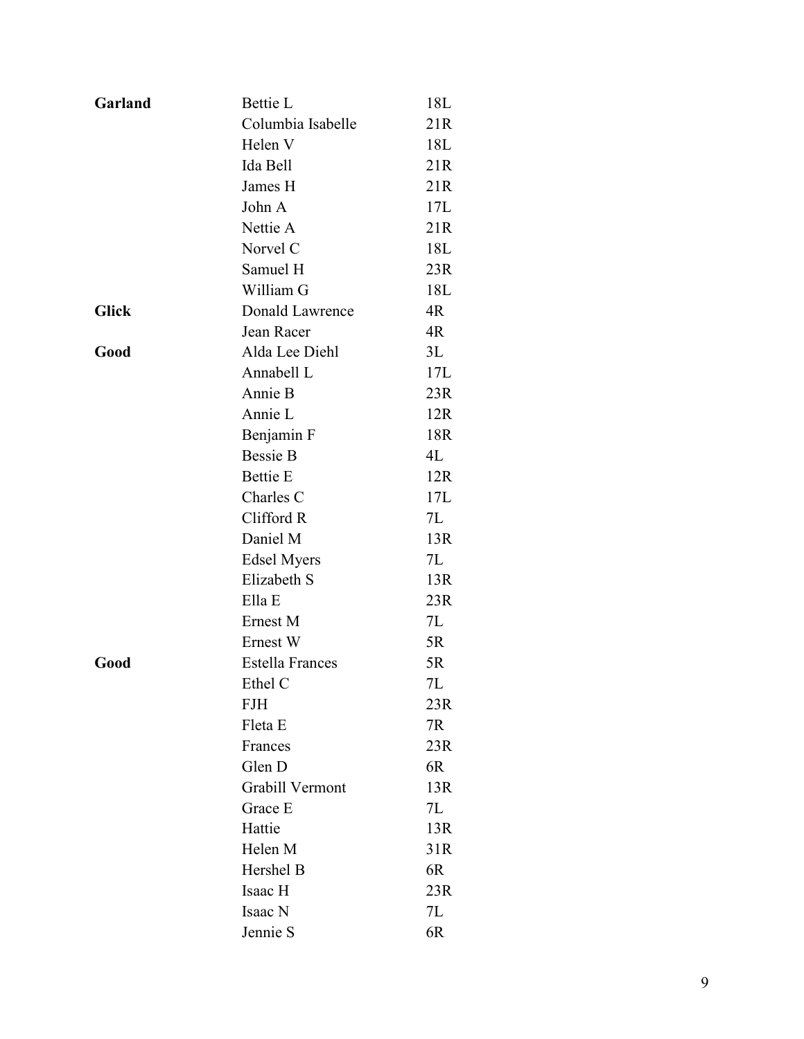| | | |
|---|---|---|
| **Garland** | Bettie L | 18L |
| | Columbia Isabelle | 21R |
| | Helen V | 18L |
| | Ida Bell | 21R |
| | James H | 21R |
| | John A | 17L |
| | Nettie A | 21R |
| | Norvel C | 18L |
| | Samuel H | 23R |
| | William G | 18L |
| **Glick** | Donald Lawrence | 4R |
| | Jean Racer | 4R |
| **Good** | Alda Lee Diehl | 3L |
| | Annabell L | 17L |
| | Annie B | 23R |
| | Annie L | 12R |
| | Benjamin F | 18R |
| | Bessie B | 4L |
| | Bettie E | 12R |
| | Charles C | 17L |
| | Clifford R | 7L |
| | Daniel M | 13R |
| | Edsel Myers | 7L |
| | Elizabeth S | 13R |
| | Ella E | 23R |
| | Ernest M | 7L |
| | Ernest W | 5R |
| **Good** | Estella Frances | 5R |
| | Ethel C | 7L |
| | FJH | 23R |
| | Fleta E | 7R |
| | Frances | 23R |
| | Glen D | 6R |
| | Grabill Vermont | 13R |
| | Grace E | 7L |
| | Hattie | 13R |
| | Helen M | 31R |
| | Hershel B | 6R |
| | Isaac H | 23R |
| | Isaac N | 7L |
| | Jennie S | 6R |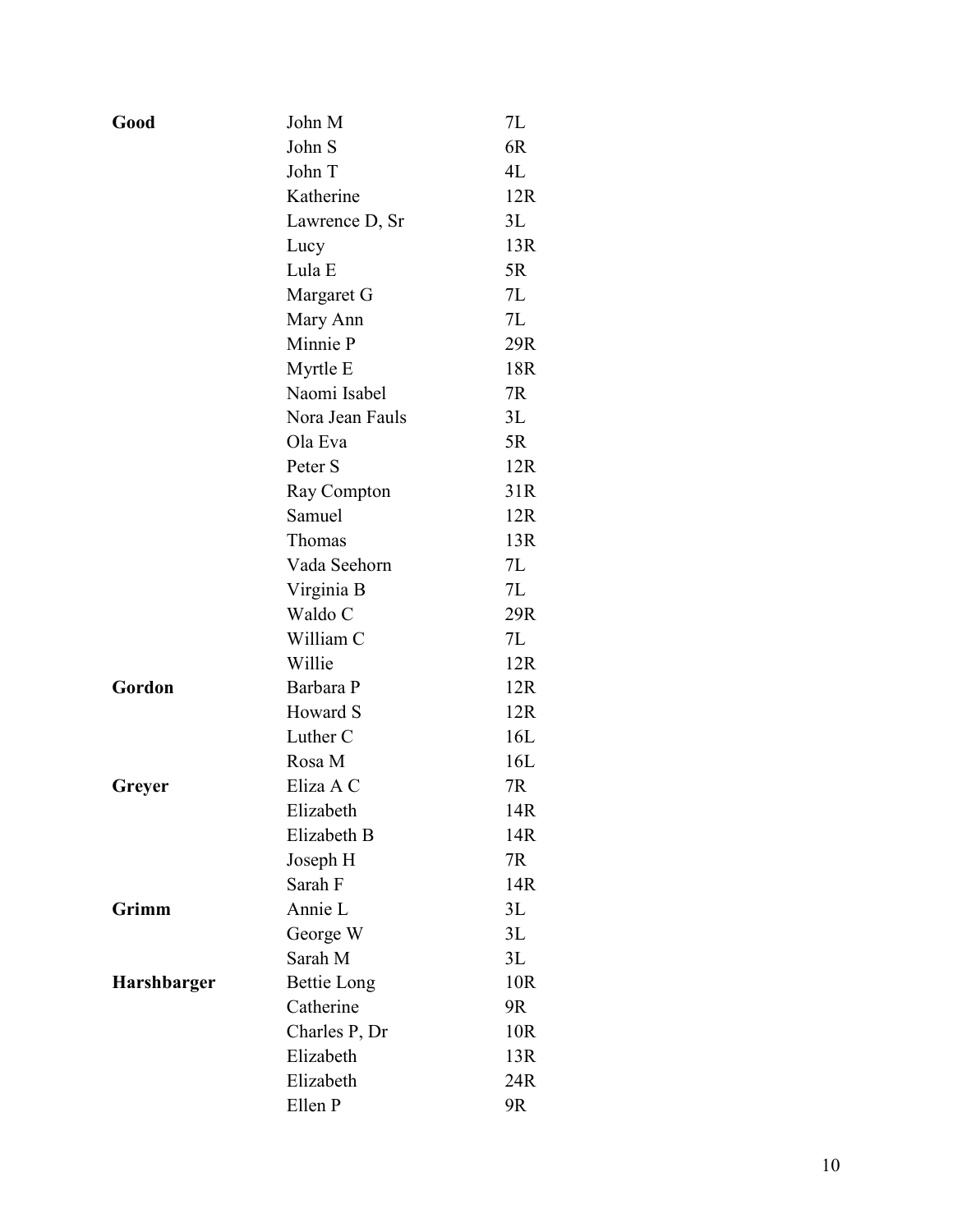| | | |
|---|---|---|
| **Good** | John M | 7L |
| | John S | 6R |
| | John T | 4L |
| | Katherine | 12R |
| | Lawrence D, Sr | 3L |
| | Lucy | 13R |
| | Lula E | 5R |
| | Margaret G | 7L |
| | Mary Ann | 7L |
| | Minnie P | 29R |
| | Myrtle E | 18R |
| | Naomi Isabel | 7R |
| | Nora Jean Fauls | 3L |
| | Ola Eva | 5R |
| | Peter S | 12R |
| | Ray Compton | 31R |
| | Samuel | 12R |
| | Thomas | 13R |
| | Vada Seehorn | 7L |
| | Virginia B | 7L |
| | Waldo C | 29R |
| | William C | 7L |
| | Willie | 12R |
| **Gordon** | Barbara P | 12R |
| | Howard S | 12R |
| | Luther C | 16L |
| | Rosa M | 16L |
| **Greyer** | Eliza A C | 7R |
| | Elizabeth | 14R |
| | Elizabeth B | 14R |
| | Joseph H | 7R |
| | Sarah F | 14R |
| **Grimm** | Annie L | 3L |
| | George W | 3L |
| | Sarah M | 3L |
| **Harshbarger** | Bettie Long | 10R |
| | Catherine | 9R |
| | Charles P, Dr | 10R |
| | Elizabeth | 13R |
| | Elizabeth | 24R |
| | Ellen P | 9R |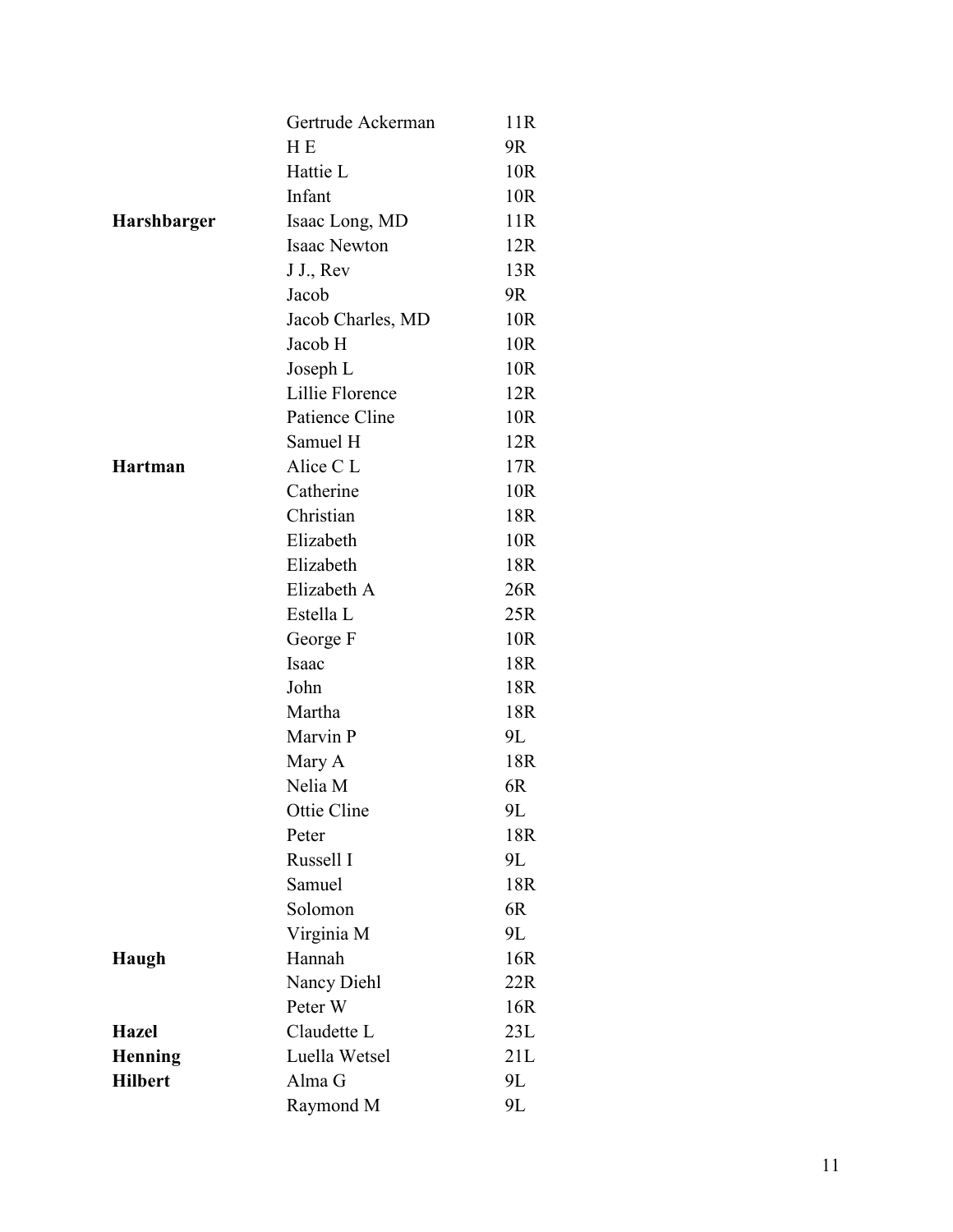| | | |
|---|---|---|
| | Gertrude Ackerman | 11R |
| | H E | 9R |
| | Hattie L | 10R |
| | Infant | 10R |
| **Harshbarger** | Isaac Long, MD | 11R |
| | Isaac Newton | 12R |
| | J J., Rev | 13R |
| | Jacob | 9R |
| | Jacob Charles, MD | 10R |
| | Jacob H | 10R |
| | Joseph L | 10R |
| | Lillie Florence | 12R |
| | Patience Cline | 10R |
| | Samuel H | 12R |
| **Hartman** | Alice C L | 17R |
| | Catherine | 10R |
| | Christian | 18R |
| | Elizabeth | 10R |
| | Elizabeth | 18R |
| | Elizabeth A | 26R |
| | Estella L | 25R |
| | George F | 10R |
| | Isaac | 18R |
| | John | 18R |
| | Martha | 18R |
| | Marvin P | 9L |
| | Mary A | 18R |
| | Nelia M | 6R |
| | Ottie Cline | 9L |
| | Peter | 18R |
| | Russell I | 9L |
| | Samuel | 18R |
| | Solomon | 6R |
| | Virginia M | 9L |
| **Haugh** | Hannah | 16R |
| | Nancy Diehl | 22R |
| | Peter W | 16R |
| **Hazel** | Claudette L | 23L |
| **Henning** | Luella Wetsel | 21L |
| **Hilbert** | Alma G | 9L |
| | Raymond M | 9L |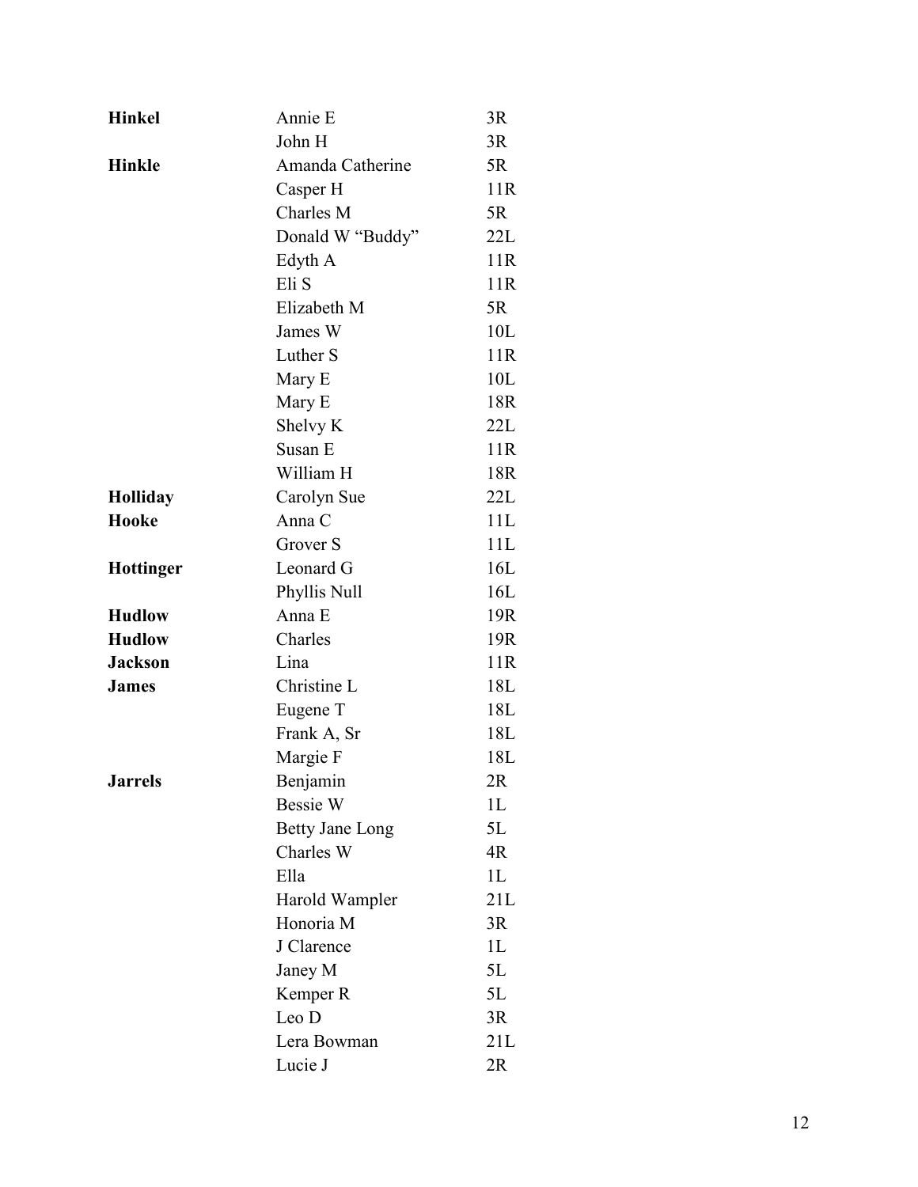| | | |
|---|---|---|
| **Hinkel** | Annie E | 3R |
| | John H | 3R |
| **Hinkle** | Amanda Catherine | 5R |
| | Casper H | 11R |
| | Charles M | 5R |
| | Donald W "Buddy" | 22L |
| | Edyth A | 11R |
| | Eli S | 11R |
| | Elizabeth M | 5R |
| | James W | 10L |
| | Luther S | 11R |
| | Mary E | 10L |
| | Mary E | 18R |
| | Shelvy K | 22L |
| | Susan E | 11R |
| | William H | 18R |
| **Holliday** | Carolyn Sue | 22L |
| **Hooke** | Anna C | 11L |
| | Grover S | 11L |
| **Hottinger** | Leonard G | 16L |
| | Phyllis Null | 16L |
| **Hudlow** | Anna E | 19R |
| **Hudlow** | Charles | 19R |
| **Jackson** | Lina | 11R |
| **James** | Christine L | 18L |
| | Eugene T | 18L |
| | Frank A, Sr | 18L |
| | Margie F | 18L |
| **Jarrels** | Benjamin | 2R |
| | Bessie W | 1L |
| | Betty Jane Long | 5L |
| | Charles W | 4R |
| | Ella | 1L |
| | Harold Wampler | 21L |
| | Honoria M | 3R |
| | J Clarence | 1L |
| | Janey M | 5L |
| | Kemper R | 5L |
| | Leo D | 3R |
| | Lera Bowman | 21L |
| | Lucie J | 2R |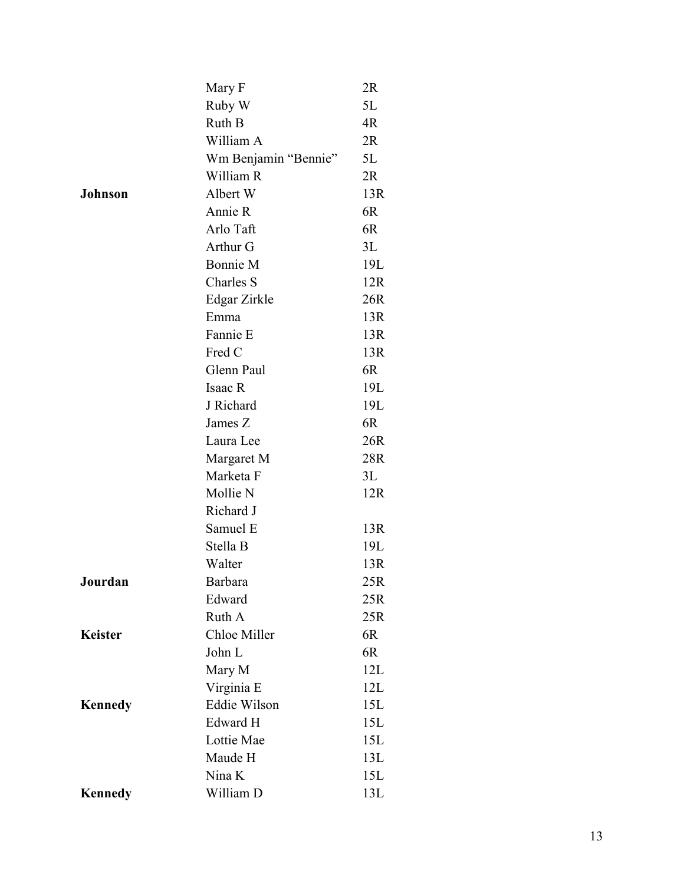| | | |
|---|---|---|
| | Mary F | 2R |
| | Ruby W | 5L |
| | Ruth B | 4R |
| | William A | 2R |
| | Wm Benjamin "Bennie" | 5L |
| | William R | 2R |
| **Johnson** | Albert W | 13R |
| | Annie R | 6R |
| | Arlo Taft | 6R |
| | Arthur G | 3L |
| | Bonnie M | 19L |
| | Charles S | 12R |
| | Edgar Zirkle | 26R |
| | Emma | 13R |
| | Fannie E | 13R |
| | Fred C | 13R |
| | Glenn Paul | 6R |
| | Isaac R | 19L |
| | J Richard | 19L |
| | James Z | 6R |
| | Laura Lee | 26R |
| | Margaret M | 28R |
| | Marketa F | 3L |
| | Mollie N | 12R |
| | Richard J | |
| | Samuel E | 13R |
| | Stella B | 19L |
| | Walter | 13R |
| **Jourdan** | Barbara | 25R |
| | Edward | 25R |
| | Ruth A | 25R |
| **Keister** | Chloe Miller | 6R |
| | John L | 6R |
| | Mary M | 12L |
| | Virginia E | 12L |
| **Kennedy** | Eddie Wilson | 15L |
| | Edward H | 15L |
| | Lottie Mae | 15L |
| | Maude H | 13L |
| | Nina K | 15L |
| **Kennedy** | William D | 13L |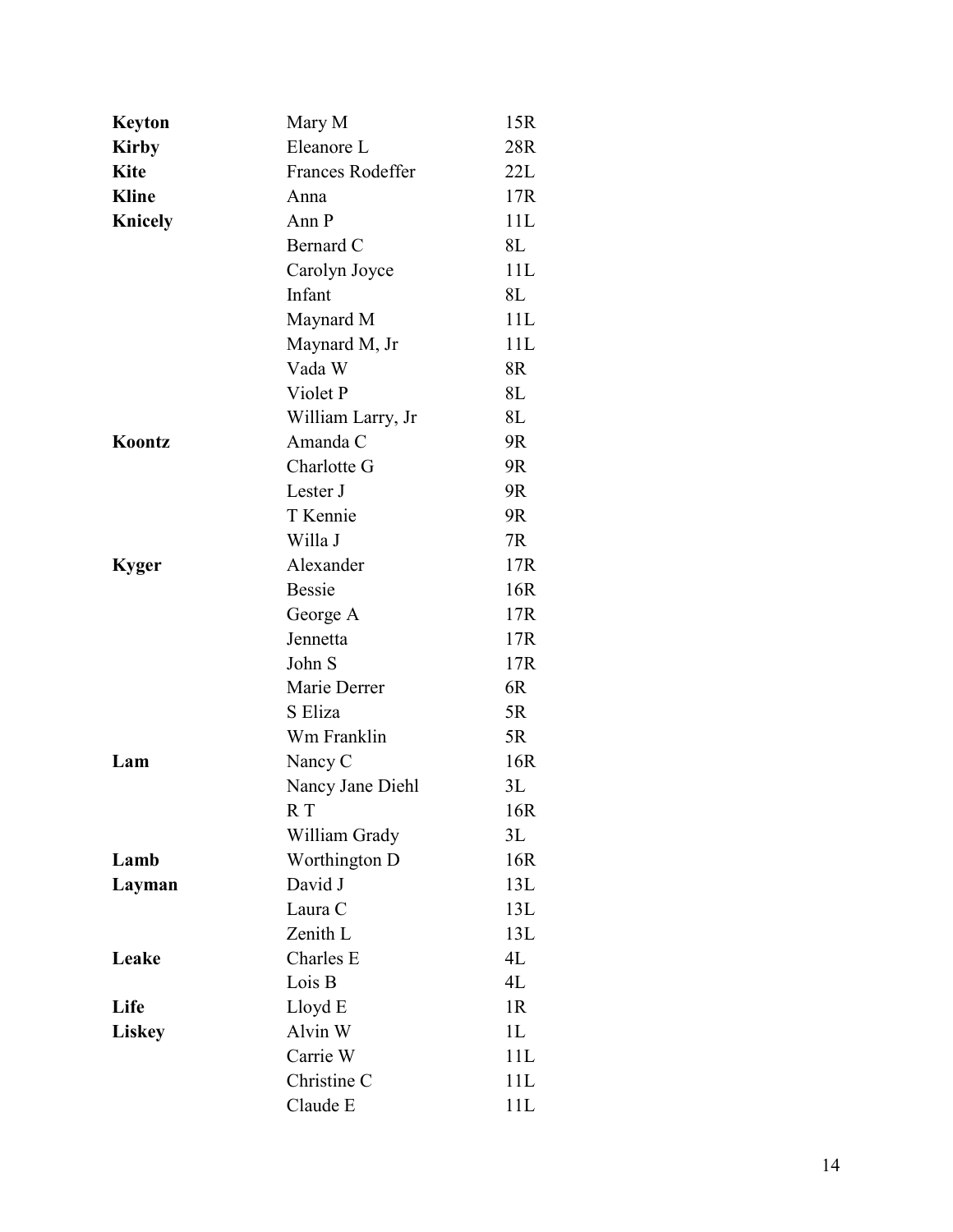| | | |
|---|---|---|
| **Keyton** | Mary M | 15R |
| **Kirby** | Eleanore L | 28R |
| **Kite** | Frances Rodeffer | 22L |
| **Kline** | Anna | 17R |
| **Knicely** | Ann P | 11L |
| | Bernard C | 8L |
| | Carolyn Joyce | 11L |
| | Infant | 8L |
| | Maynard M | 11L |
| | Maynard M, Jr | 11L |
| | Vada W | 8R |
| | Violet P | 8L |
| | William Larry, Jr | 8L |
| **Koontz** | Amanda C | 9R |
| | Charlotte G | 9R |
| | Lester J | 9R |
| | T Kennie | 9R |
| | Willa J | 7R |
| **Kyger** | Alexander | 17R |
| | Bessie | 16R |
| | George A | 17R |
| | Jennetta | 17R |
| | John S | 17R |
| | Marie Derrer | 6R |
| | S Eliza | 5R |
| | Wm Franklin | 5R |
| **Lam** | Nancy C | 16R |
| | Nancy Jane Diehl | 3L |
| | R T | 16R |
| | William Grady | 3L |
| **Lamb** | Worthington D | 16R |
| **Layman** | David J | 13L |
| | Laura C | 13L |
| | Zenith L | 13L |
| **Leake** | Charles E | 4L |
| | Lois B | 4L |
| **Life** | Lloyd E | 1R |
| **Liskey** | Alvin W | 1L |
| | Carrie W | 11L |
| | Christine C | 11L |
| | Claude E | 11L |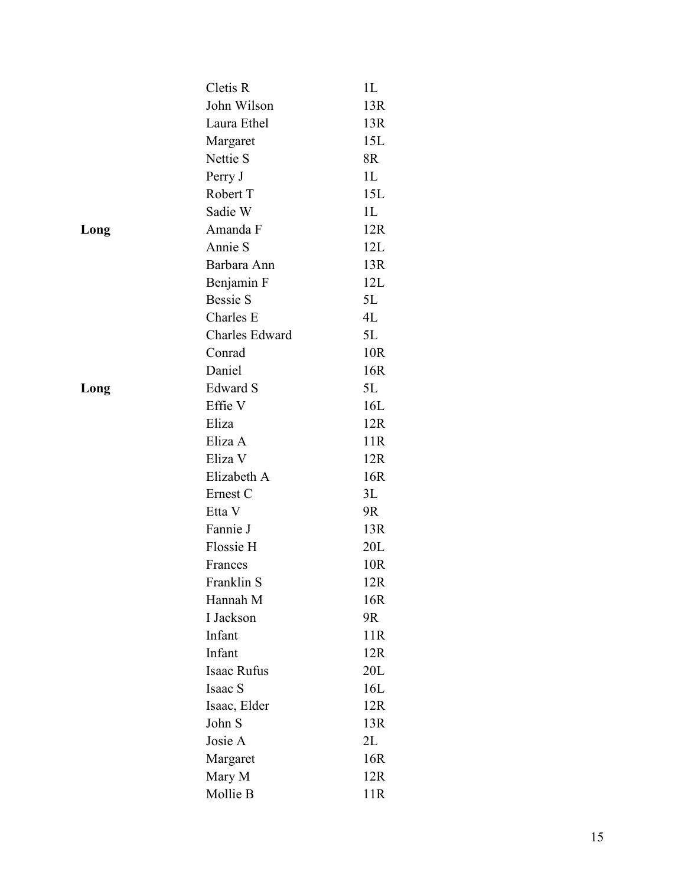| | | |
|---|---|---|
| | Cletis R | 1L |
| | John Wilson | 13R |
| | Laura Ethel | 13R |
| | Margaret | 15L |
| | Nettie S | 8R |
| | Perry J | 1L |
| | Robert T | 15L |
| | Sadie W | 1L |
| **Long** | Amanda F | 12R |
| | Annie S | 12L |
| | Barbara Ann | 13R |
| | Benjamin F | 12L |
| | Bessie S | 5L |
| | Charles E | 4L |
| | Charles Edward | 5L |
| | Conrad | 10R |
| | Daniel | 16R |
| **Long** | Edward S | 5L |
| | Effie V | 16L |
| | Eliza | 12R |
| | Eliza A | 11R |
| | Eliza V | 12R |
| | Elizabeth A | 16R |
| | Ernest C | 3L |
| | Etta V | 9R |
| | Fannie J | 13R |
| | Flossie H | 20L |
| | Frances | 10R |
| | Franklin S | 12R |
| | Hannah M | 16R |
| | I Jackson | 9R |
| | Infant | 11R |
| | Infant | 12R |
| | Isaac Rufus | 20L |
| | Isaac S | 16L |
| | Isaac, Elder | 12R |
| | John S | 13R |
| | Josie A | 2L |
| | Margaret | 16R |
| | Mary M | 12R |
| | Mollie B | 11R |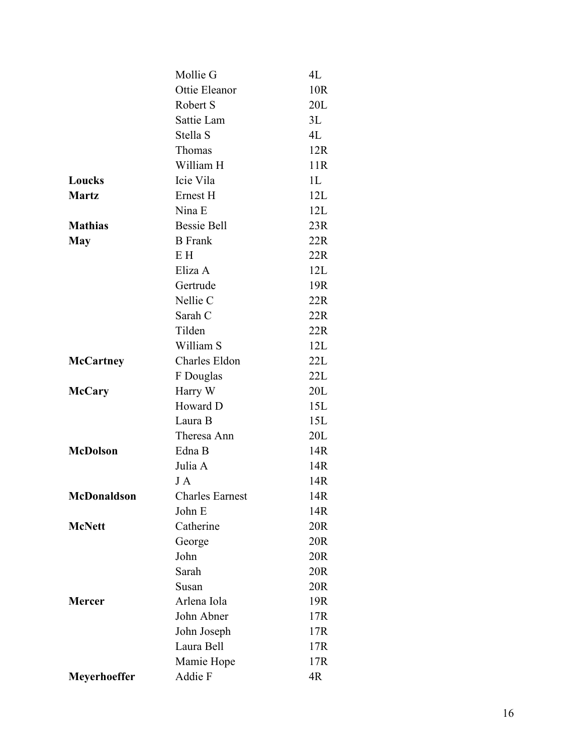| | | |
|---|---|---|
| | Mollie G | 4L |
| | Ottie Eleanor | 10R |
| | Robert S | 20L |
| | Sattie Lam | 3L |
| | Stella S | 4L |
| | Thomas | 12R |
| | William H | 11R |
| **Loucks** | Icie Vila | 1L |
| **Martz** | Ernest H | 12L |
| | Nina E | 12L |
| **Mathias** | Bessie Bell | 23R |
| **May** | B Frank | 22R |
| | E H | 22R |
| | Eliza A | 12L |
| | Gertrude | 19R |
| | Nellie C | 22R |
| | Sarah C | 22R |
| | Tilden | 22R |
| | William S | 12L |
| **McCartney** | Charles Eldon | 22L |
| | F Douglas | 22L |
| **McCary** | Harry W | 20L |
| | Howard D | 15L |
| | Laura B | 15L |
| | Theresa Ann | 20L |
| **McDolson** | Edna B | 14R |
| | Julia A | 14R |
| | J A | 14R |
| **McDonaldson** | Charles Earnest | 14R |
| | John E | 14R |
| **McNett** | Catherine | 20R |
| | George | 20R |
| | John | 20R |
| | Sarah | 20R |
| | Susan | 20R |
| **Mercer** | Arlena Iola | 19R |
| | John Abner | 17R |
| | John Joseph | 17R |
| | Laura Bell | 17R |
| | Mamie Hope | 17R |
| **Meyerhoeffer** | Addie F | 4R |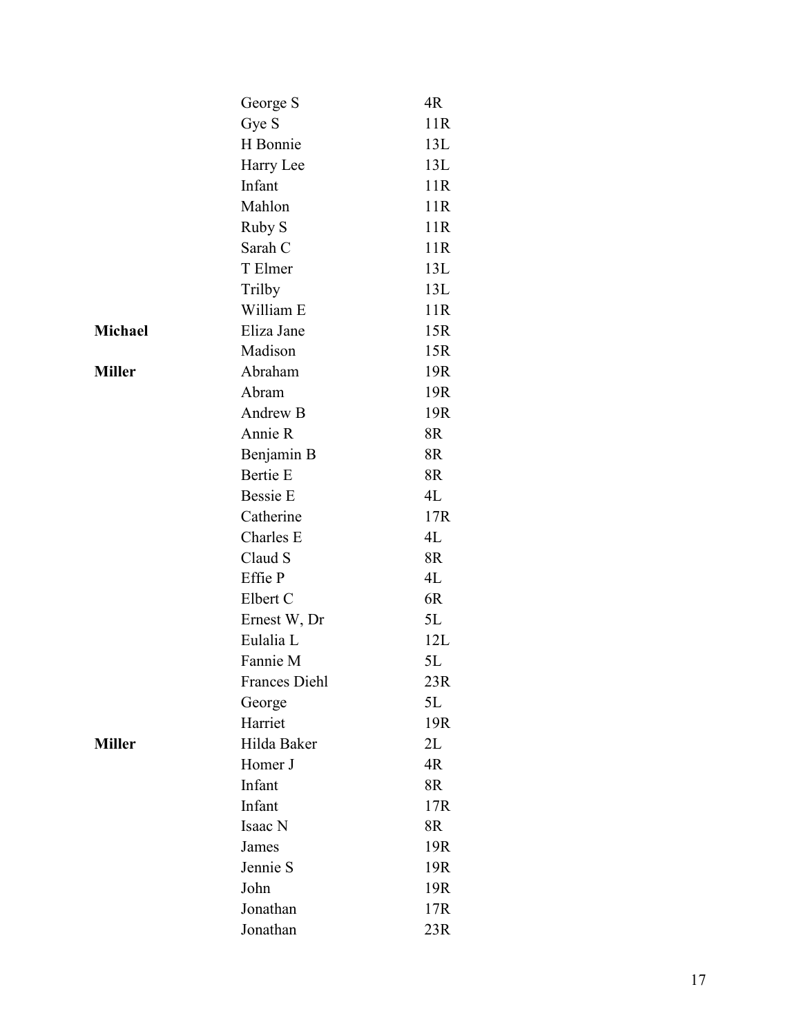| | | |
|---|---|---|
| | George S | 4R |
| | Gye S | 11R |
| | H Bonnie | 13L |
| | Harry Lee | 13L |
| | Infant | 11R |
| | Mahlon | 11R |
| | Ruby S | 11R |
| | Sarah C | 11R |
| | T Elmer | 13L |
| | Trilby | 13L |
| | William E | 11R |
| **Michael** | Eliza Jane | 15R |
| | Madison | 15R |
| **Miller** | Abraham | 19R |
| | Abram | 19R |
| | Andrew B | 19R |
| | Annie R | 8R |
| | Benjamin B | 8R |
| | Bertie E | 8R |
| | Bessie E | 4L |
| | Catherine | 17R |
| | Charles E | 4L |
| | Claud S | 8R |
| | Effie P | 4L |
| | Elbert C | 6R |
| | Ernest W, Dr | 5L |
| | Eulalia L | 12L |
| | Fannie M | 5L |
| | Frances Diehl | 23R |
| | George | 5L |
| | Harriet | 19R |
| **Miller** | Hilda Baker | 2L |
| | Homer J | 4R |
| | Infant | 8R |
| | Infant | 17R |
| | Isaac N | 8R |
| | James | 19R |
| | Jennie S | 19R |
| | John | 19R |
| | Jonathan | 17R |
| | Jonathan | 23R |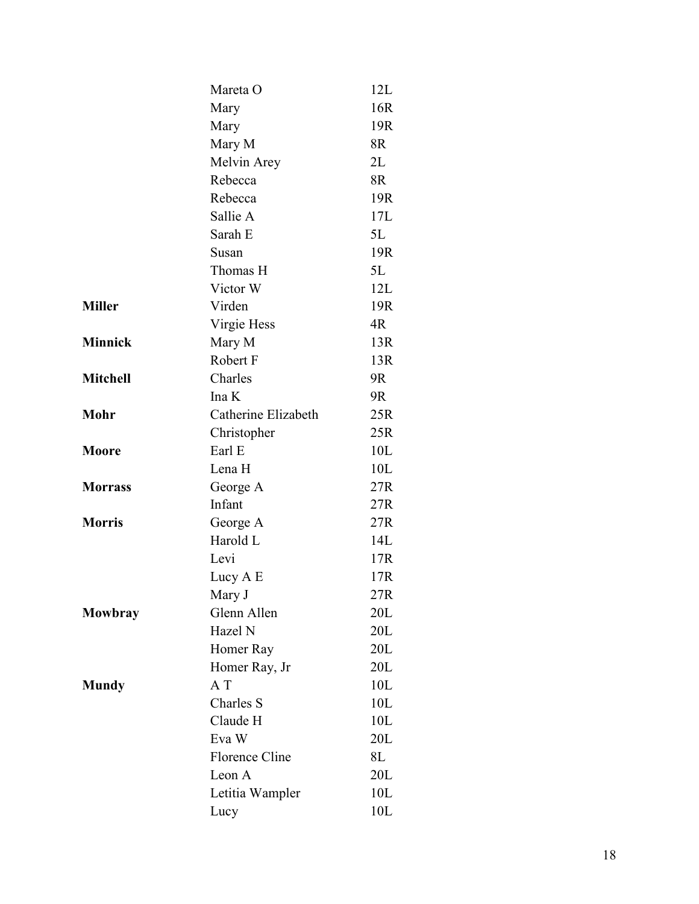| | | |
|---|---|---|
| | Mareta O | 12L |
| | Mary | 16R |
| | Mary | 19R |
| | Mary M | 8R |
| | Melvin Arey | 2L |
| | Rebecca | 8R |
| | Rebecca | 19R |
| | Sallie A | 17L |
| | Sarah E | 5L |
| | Susan | 19R |
| | Thomas H | 5L |
| | Victor W | 12L |
| **Miller** | Virden | 19R |
| | Virgie Hess | 4R |
| **Minnick** | Mary M | 13R |
| | Robert F | 13R |
| **Mitchell** | Charles | 9R |
| | Ina K | 9R |
| **Mohr** | Catherine Elizabeth | 25R |
| | Christopher | 25R |
| **Moore** | Earl E | 10L |
| | Lena H | 10L |
| **Morrass** | George A | 27R |
| | Infant | 27R |
| **Morris** | George A | 27R |
| | Harold L | 14L |
| | Levi | 17R |
| | Lucy A E | 17R |
| | Mary J | 27R |
| **Mowbray** | Glenn Allen | 20L |
| | Hazel N | 20L |
| | Homer Ray | 20L |
| | Homer Ray, Jr | 20L |
| **Mundy** | A T | 10L |
| | Charles S | 10L |
| | Claude H | 10L |
| | Eva W | 20L |
| | Florence Cline | 8L |
| | Leon A | 20L |
| | Letitia Wampler | 10L |
| | Lucy | 10L |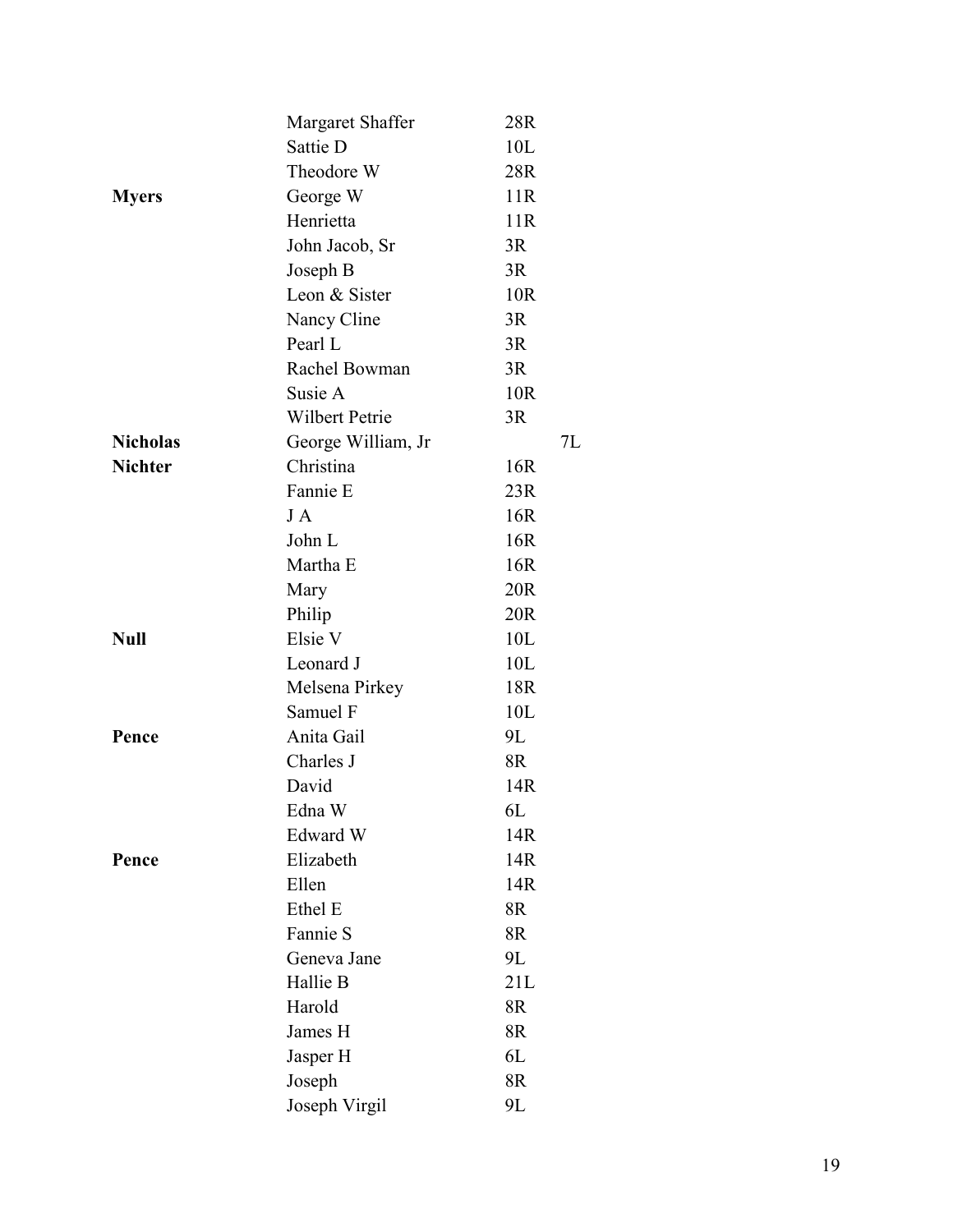| | | |
|---|---|---|
| | Margaret Shaffer | 28R |
| | Sattie D | 10L |
| | Theodore W | 28R |
| **Myers** | George W | 11R |
| | Henrietta | 11R |
| | John Jacob, Sr | 3R |
| | Joseph B | 3R |
| | Leon & Sister | 10R |
| | Nancy Cline | 3R |
| | Pearl L | 3R |
| | Rachel Bowman | 3R |
| | Susie A | 10R |
| | Wilbert Petrie | 3R |
| **Nicholas** | George William, Jr | 7L |
| **Nichter** | Christina | 16R |
| | Fannie E | 23R |
| | J A | 16R |
| | John L | 16R |
| | Martha E | 16R |
| | Mary | 20R |
| | Philip | 20R |
| **Null** | Elsie V | 10L |
| | Leonard J | 10L |
| | Melsena Pirkey | 18R |
| | Samuel F | 10L |
| **Pence** | Anita Gail | 9L |
| | Charles J | 8R |
| | David | 14R |
| | Edna W | 6L |
| | Edward W | 14R |
| **Pence** | Elizabeth | 14R |
| | Ellen | 14R |
| | Ethel E | 8R |
| | Fannie S | 8R |
| | Geneva Jane | 9L |
| | Hallie B | 21L |
| | Harold | 8R |
| | James H | 8R |
| | Jasper H | 6L |
| | Joseph | 8R |
| | Joseph Virgil | 9L |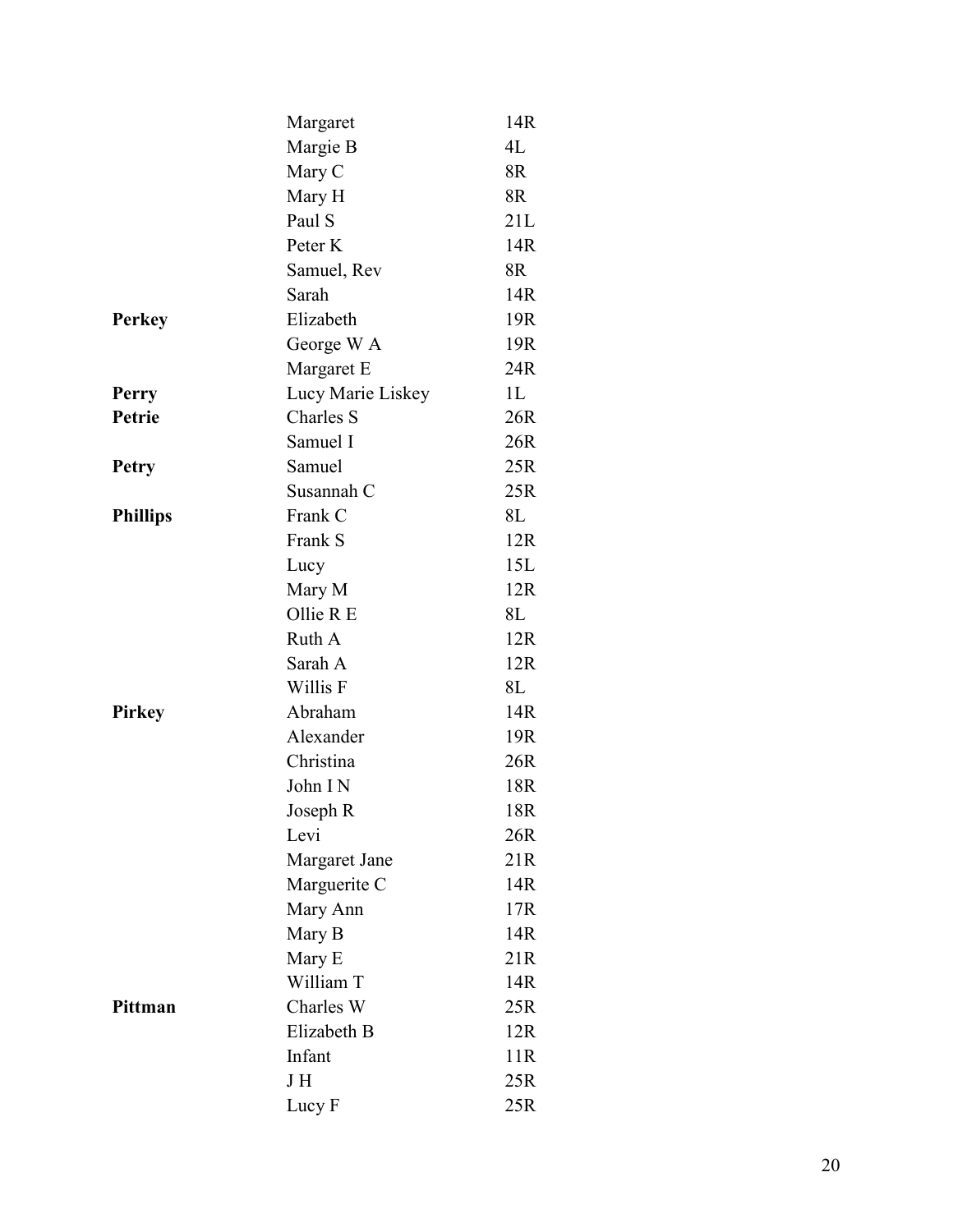| | | |
|---|---|---|
| | Margaret | 14R |
| | Margie B | 4L |
| | Mary C | 8R |
| | Mary H | 8R |
| | Paul S | 21L |
| | Peter K | 14R |
| | Samuel, Rev | 8R |
| | Sarah | 14R |
| **Perkey** | Elizabeth | 19R |
| | George W A | 19R |
| | Margaret E | 24R |
| **Perry** | Lucy Marie Liskey | 1L |
| **Petrie** | Charles S | 26R |
| | Samuel I | 26R |
| **Petry** | Samuel | 25R |
| | Susannah C | 25R |
| **Phillips** | Frank C | 8L |
| | Frank S | 12R |
| | Lucy | 15L |
| | Mary M | 12R |
| | Ollie R E | 8L |
| | Ruth A | 12R |
| | Sarah A | 12R |
| | Willis F | 8L |
| **Pirkey** | Abraham | 14R |
| | Alexander | 19R |
| | Christina | 26R |
| | John I N | 18R |
| | Joseph R | 18R |
| | Levi | 26R |
| | Margaret Jane | 21R |
| | Marguerite C | 14R |
| | Mary Ann | 17R |
| | Mary B | 14R |
| | Mary E | 21R |
| | William T | 14R |
| **Pittman** | Charles W | 25R |
| | Elizabeth B | 12R |
| | Infant | 11R |
| | J H | 25R |
| | Lucy F | 25R |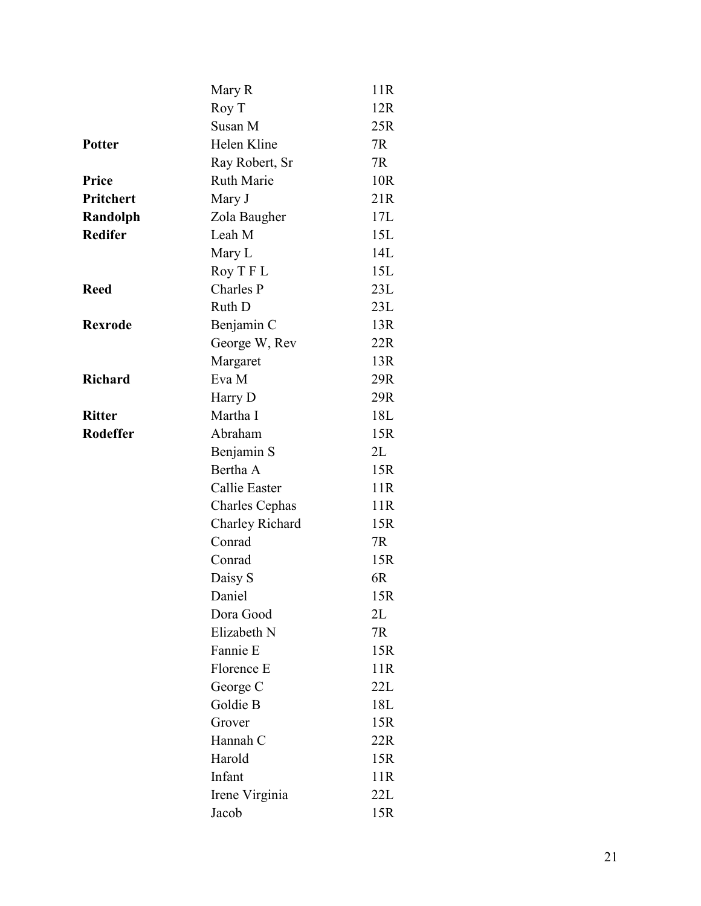| | | |
|---|---|---|
| | Mary R | 11R |
| | Roy T | 12R |
| | Susan M | 25R |
| **Potter** | Helen Kline | 7R |
| | Ray Robert, Sr | 7R |
| **Price** | Ruth Marie | 10R |
| **Pritchert** | Mary J | 21R |
| **Randolph** | Zola Baugher | 17L |
| **Redifer** | Leah M | 15L |
| | Mary L | 14L |
| | Roy T F L | 15L |
| **Reed** | Charles P | 23L |
| | Ruth D | 23L |
| **Rexrode** | Benjamin C | 13R |
| | George W, Rev | 22R |
| | Margaret | 13R |
| **Richard** | Eva M | 29R |
| | Harry D | 29R |
| **Ritter** | Martha I | 18L |
| **Rodeffer** | Abraham | 15R |
| | Benjamin S | 2L |
| | Bertha A | 15R |
| | Callie Easter | 11R |
| | Charles Cephas | 11R |
| | Charley Richard | 15R |
| | Conrad | 7R |
| | Conrad | 15R |
| | Daisy S | 6R |
| | Daniel | 15R |
| | Dora Good | 2L |
| | Elizabeth N | 7R |
| | Fannie E | 15R |
| | Florence E | 11R |
| | George C | 22L |
| | Goldie B | 18L |
| | Grover | 15R |
| | Hannah C | 22R |
| | Harold | 15R |
| | Infant | 11R |
| | Irene Virginia | 22L |
| | Jacob | 15R |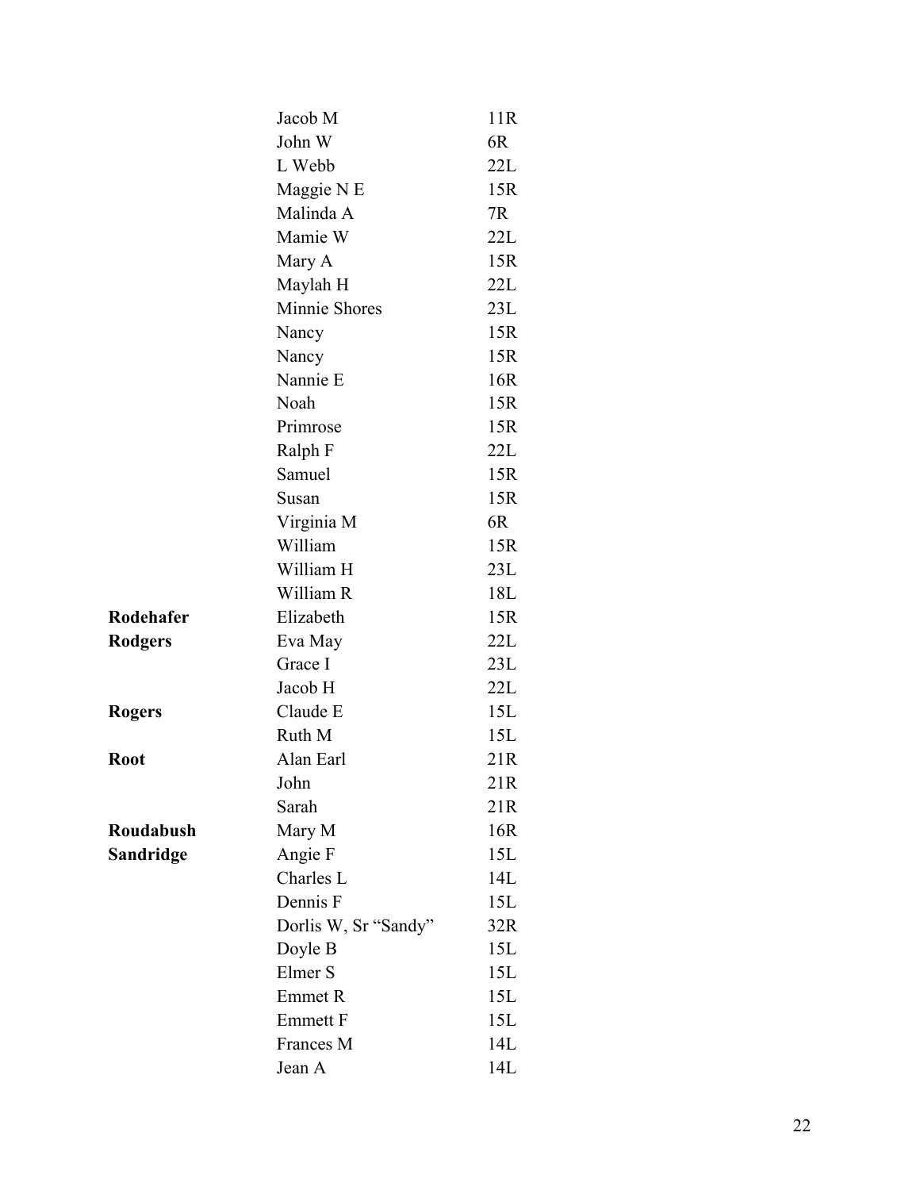| | | |
|---|---|---|
| | Jacob M | 11R |
| | John W | 6R |
| | L Webb | 22L |
| | Maggie N E | 15R |
| | Malinda A | 7R |
| | Mamie W | 22L |
| | Mary A | 15R |
| | Maylah H | 22L |
| | Minnie Shores | 23L |
| | Nancy | 15R |
| | Nancy | 15R |
| | Nannie E | 16R |
| | Noah | 15R |
| | Primrose | 15R |
| | Ralph F | 22L |
| | Samuel | 15R |
| | Susan | 15R |
| | Virginia M | 6R |
| | William | 15R |
| | William H | 23L |
| | William R | 18L |
| **Rodehafer** | Elizabeth | 15R |
| **Rodgers** | Eva May | 22L |
| | Grace I | 23L |
| | Jacob H | 22L |
| **Rogers** | Claude E | 15L |
| | Ruth M | 15L |
| **Root** | Alan Earl | 21R |
| | John | 21R |
| | Sarah | 21R |
| **Roudabush** | Mary M | 16R |
| **Sandridge** | Angie F | 15L |
| | Charles L | 14L |
| | Dennis F | 15L |
| | Dorlis W, Sr "Sandy" | 32R |
| | Doyle B | 15L |
| | Elmer S | 15L |
| | Emmet R | 15L |
| | Emmett F | 15L |
| | Frances M | 14L |
| | Jean A | 14L |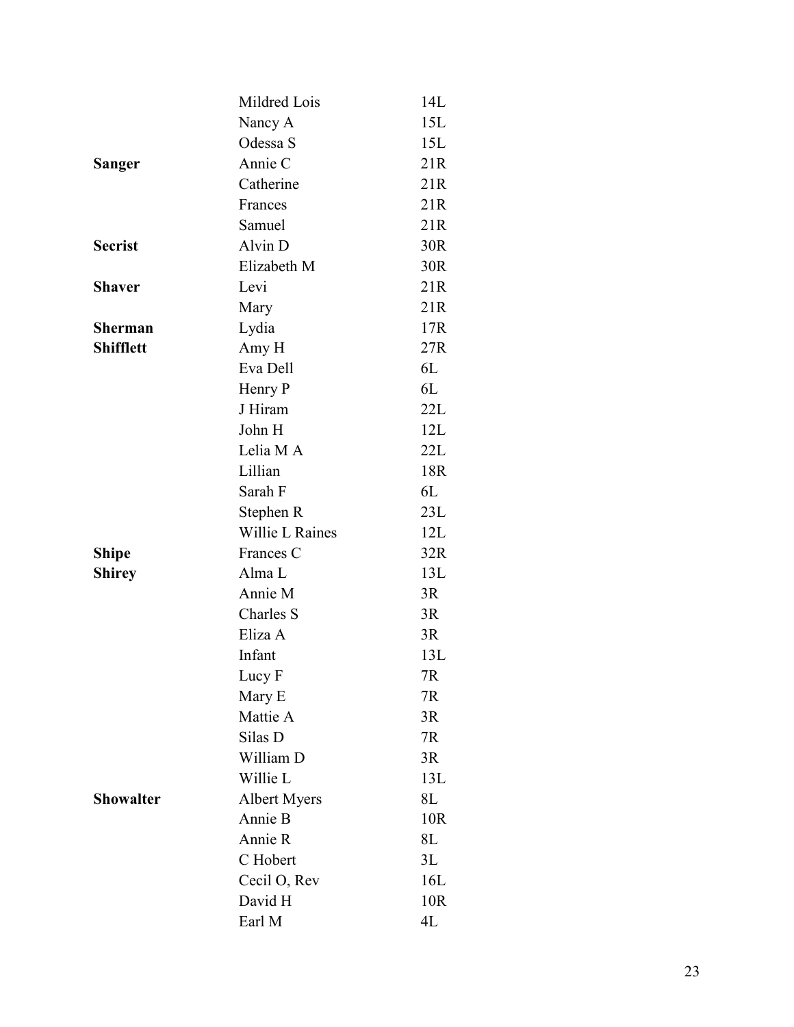| | | |
|---|---|---|
| | Mildred Lois | 14L |
| | Nancy A | 15L |
| | Odessa S | 15L |
| **Sanger** | Annie C | 21R |
| | Catherine | 21R |
| | Frances | 21R |
| | Samuel | 21R |
| **Secrist** | Alvin D | 30R |
| | Elizabeth M | 30R |
| **Shaver** | Levi | 21R |
| | Mary | 21R |
| **Sherman** | Lydia | 17R |
| **Shifflett** | Amy H | 27R |
| | Eva Dell | 6L |
| | Henry P | 6L |
| | J Hiram | 22L |
| | John H | 12L |
| | Lelia M A | 22L |
| | Lillian | 18R |
| | Sarah F | 6L |
| | Stephen R | 23L |
| | Willie L Raines | 12L |
| **Shipe** | Frances C | 32R |
| **Shirey** | Alma L | 13L |
| | Annie M | 3R |
| | Charles S | 3R |
| | Eliza A | 3R |
| | Infant | 13L |
| | Lucy F | 7R |
| | Mary E | 7R |
| | Mattie A | 3R |
| | Silas D | 7R |
| | William D | 3R |
| | Willie L | 13L |
| **Showalter** | Albert Myers | 8L |
| | Annie B | 10R |
| | Annie R | 8L |
| | C Hobert | 3L |
| | Cecil O, Rev | 16L |
| | David H | 10R |
| | Earl M | 4L |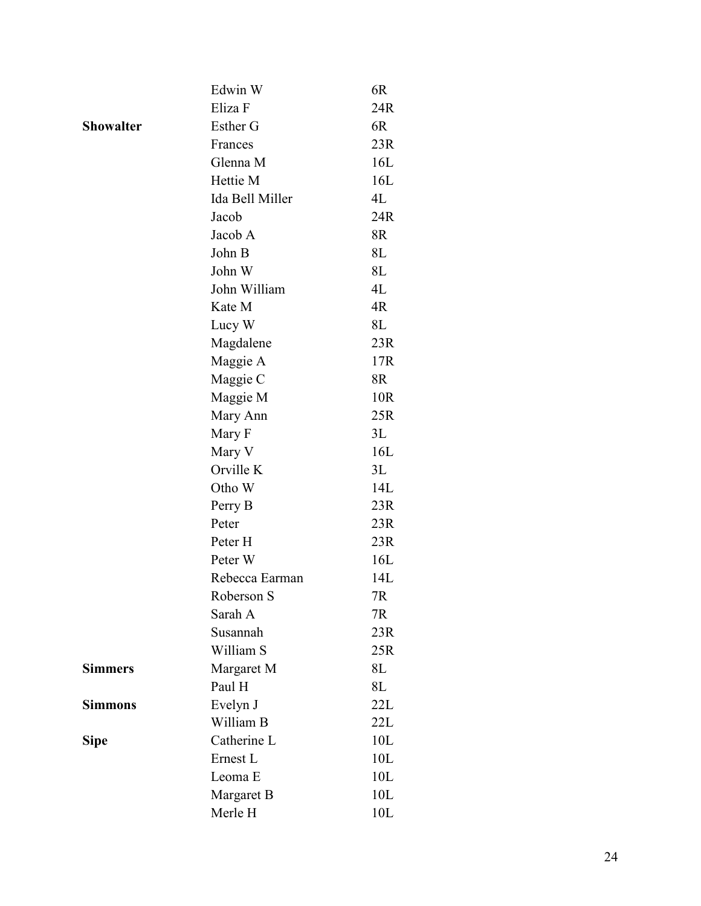| | | |
|---|---|---|
| | Edwin W | 6R |
| | Eliza F | 24R |
| **Showalter** | Esther G | 6R |
| | Frances | 23R |
| | Glenna M | 16L |
| | Hettie M | 16L |
| | Ida Bell Miller | 4L |
| | Jacob | 24R |
| | Jacob A | 8R |
| | John B | 8L |
| | John W | 8L |
| | John William | 4L |
| | Kate M | 4R |
| | Lucy W | 8L |
| | Magdalene | 23R |
| | Maggie A | 17R |
| | Maggie C | 8R |
| | Maggie M | 10R |
| | Mary Ann | 25R |
| | Mary F | 3L |
| | Mary V | 16L |
| | Orville K | 3L |
| | Otho W | 14L |
| | Perry B | 23R |
| | Peter | 23R |
| | Peter H | 23R |
| | Peter W | 16L |
| | Rebecca Earman | 14L |
| | Roberson S | 7R |
| | Sarah A | 7R |
| | Susannah | 23R |
| | William S | 25R |
| **Simmers** | Margaret M | 8L |
| | Paul H | 8L |
| **Simmons** | Evelyn J | 22L |
| | William B | 22L |
| **Sipe** | Catherine L | 10L |
| | Ernest L | 10L |
| | Leoma E | 10L |
| | Margaret B | 10L |
| | Merle H | 10L |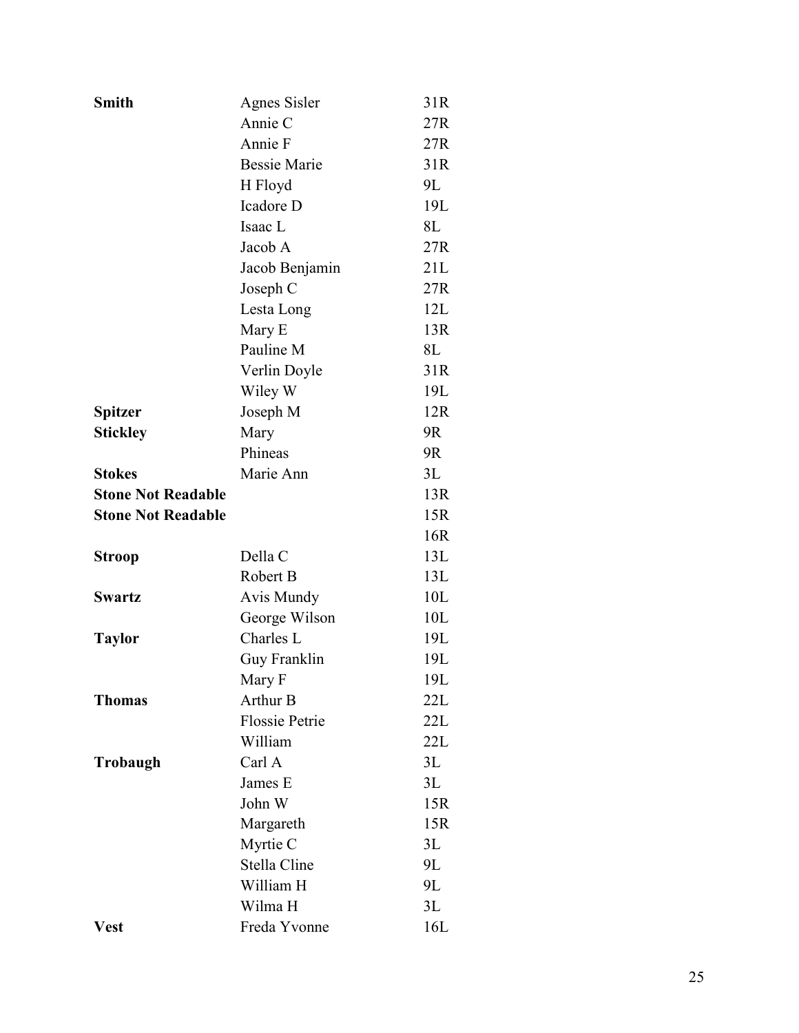| | | |
|---|---|---|
| **Smith** | Agnes Sisler | 31R |
| | Annie C | 27R |
| | Annie F | 27R |
| | Bessie Marie | 31R |
| | H Floyd | 9L |
| | Icadore D | 19L |
| | Isaac L | 8L |
| | Jacob A | 27R |
| | Jacob Benjamin | 21L |
| | Joseph C | 27R |
| | Lesta Long | 12L |
| | Mary E | 13R |
| | Pauline M | 8L |
| | Verlin Doyle | 31R |
| | Wiley W | 19L |
| **Spitzer** | Joseph M | 12R |
| **Stickley** | Mary | 9R |
| | Phineas | 9R |
| **Stokes** | Marie Ann | 3L |
| **Stone Not Readable** | | 13R |
| **Stone Not Readable** | | 15R |
| | | 16R |
| **Stroop** | Della C | 13L |
| | Robert B | 13L |
| **Swartz** | Avis Mundy | 10L |
| | George Wilson | 10L |
| **Taylor** | Charles L | 19L |
| | Guy Franklin | 19L |
| | Mary F | 19L |
| **Thomas** | Arthur B | 22L |
| | Flossie Petrie | 22L |
| | William | 22L |
| **Trobaugh** | Carl A | 3L |
| | James E | 3L |
| | John W | 15R |
| | Margareth | 15R |
| | Myrtie C | 3L |
| | Stella Cline | 9L |
| | William H | 9L |
| | Wilma H | 3L |
| **Vest** | Freda Yvonne | 16L |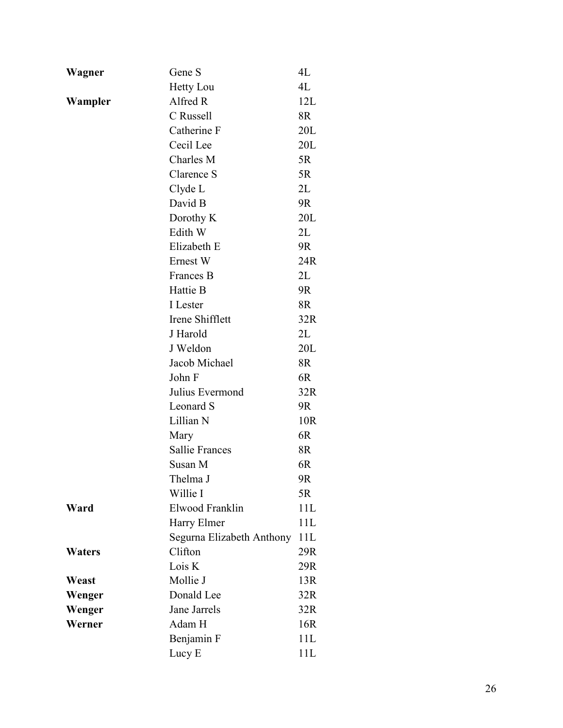| | | |
|---|---|---|
| **Wagner** | Gene S | 4L |
| | Hetty Lou | 4L |
| **Wampler** | Alfred R | 12L |
| | C Russell | 8R |
| | Catherine F | 20L |
| | Cecil Lee | 20L |
| | Charles M | 5R |
| | Clarence S | 5R |
| | Clyde L | 2L |
| | David B | 9R |
| | Dorothy K | 20L |
| | Edith W | 2L |
| | Elizabeth E | 9R |
| | Ernest W | 24R |
| | Frances B | 2L |
| | Hattie B | 9R |
| | I Lester | 8R |
| | Irene Shifflett | 32R |
| | J Harold | 2L |
| | J Weldon | 20L |
| | Jacob Michael | 8R |
| | John F | 6R |
| | Julius Evermond | 32R |
| | Leonard S | 9R |
| | Lillian N | 10R |
| | Mary | 6R |
| | Sallie Frances | 8R |
| | Susan M | 6R |
| | Thelma J | 9R |
| | Willie I | 5R |
| **Ward** | Elwood Franklin | 11L |
| | Harry Elmer | 11L |
| | Segurna Elizabeth Anthony | 11L |
| **Waters** | Clifton | 29R |
| | Lois K | 29R |
| **Weast** | Mollie J | 13R |
| **Wenger** | Donald Lee | 32R |
| **Wenger** | Jane Jarrels | 32R |
| **Werner** | Adam H | 16R |
| | Benjamin F | 11L |
| | Lucy E | 11L |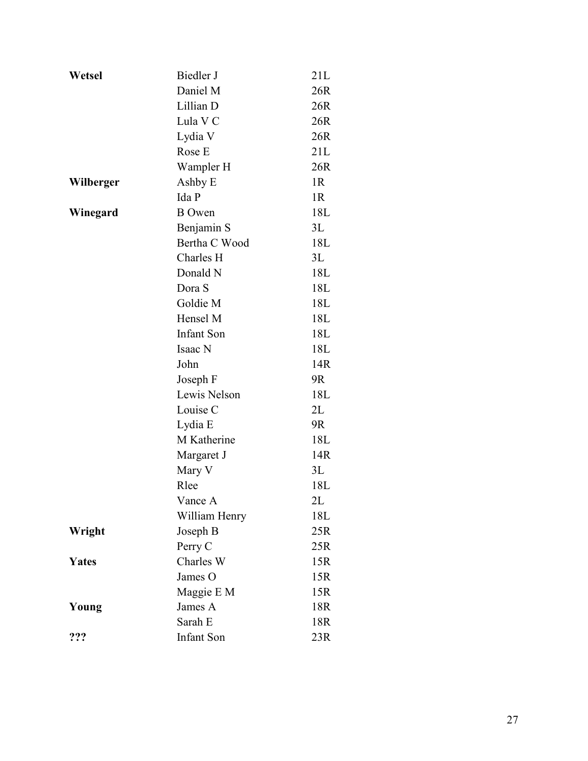| | | |
|---|---|---|
| **Wetsel** | Biedler J | 21L |
| | Daniel M | 26R |
| | Lillian D | 26R |
| | Lula V C | 26R |
| | Lydia V | 26R |
| | Rose E | 21L |
| | Wampler H | 26R |
| **Wilberger** | Ashby E | 1R |
| | Ida P | 1R |
| **Winegard** | B Owen | 18L |
| | Benjamin S | 3L |
| | Bertha C Wood | 18L |
| | Charles H | 3L |
| | Donald N | 18L |
| | Dora S | 18L |
| | Goldie M | 18L |
| | Hensel M | 18L |
| | Infant Son | 18L |
| | Isaac N | 18L |
| | John | 14R |
| | Joseph F | 9R |
| | Lewis Nelson | 18L |
| | Louise C | 2L |
| | Lydia E | 9R |
| | M Katherine | 18L |
| | Margaret J | 14R |
| | Mary V | 3L |
| | Rlee | 18L |
| | Vance A | 2L |
| | William Henry | 18L |
| **Wright** | Joseph B | 25R |
| | Perry C | 25R |
| **Yates** | Charles W | 15R |
| | James O | 15R |
| | Maggie E M | 15R |
| **Young** | James A | 18R |
| | Sarah E | 18R |
| **???** | Infant Son | 23R |